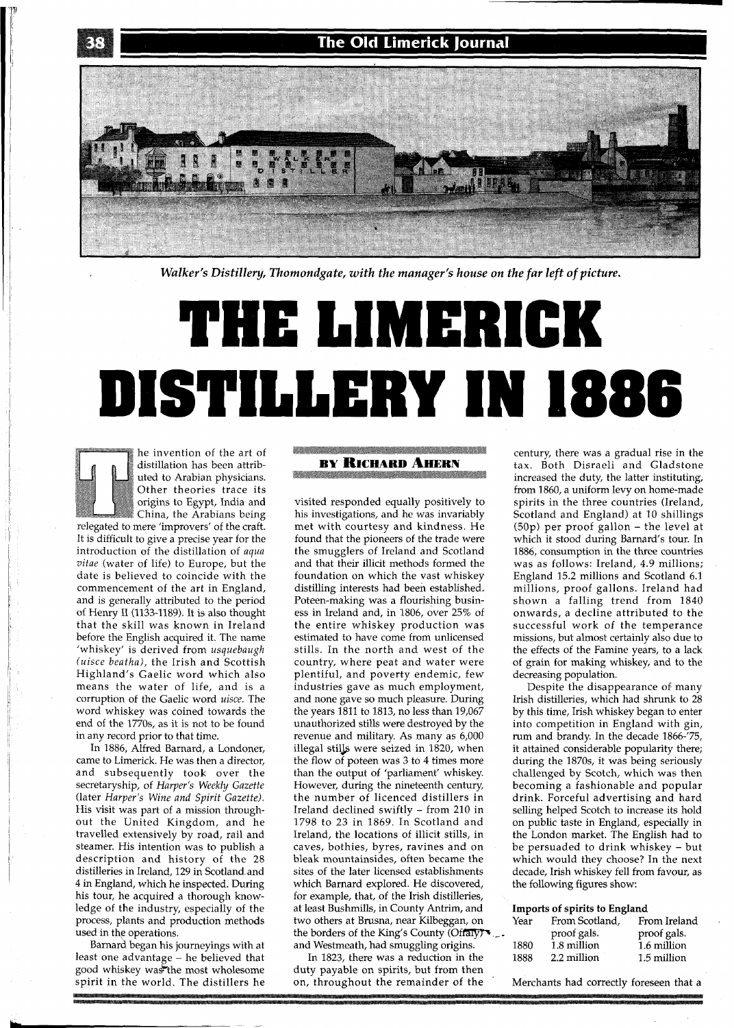*Walker's Distillery, Thomondgate, with the manager's house on the far left of picture.*

# THE LIMERICK DISTILLERY IN 1886

**BY RICHARD AHERN**

The invention of the art of distillation has been attributed to Arabian physicians. Other theories trace its origins to Egypt, India and China, the Arabians being relegated to mere 'improvers' of the craft. It is difficult to give a precise year for the introduction of the distillation of *aqua vitae* (water of life) to Europe, but the date is believed to coincide with the commencement of the art in England, and is generally attributed to the period of Henry II (1133-1189). It is also thought that the skill was known in Ireland before the English acquired it. The name 'whiskey' is derived from *usquebaugh (uisce beatha)*, the Irish and Scottish Highland's Gaelic word which also means the water of life, and is a corruption of the Gaelic word *uisce*. The word whiskey was coined towards the end of the 1770s, as it is not to be found in any record prior to that time.

In 1886, Alfred Barnard, a Londoner, came to Limerick. He was then a director, and subsequently took over the secretaryship, of *Harper's Weekly Gazette* (later *Harper's Wine and Spirit Gazette*). His visit was part of a mission throughout the United Kingdom, and he travelled extensively by road, rail and steamer. His intention was to publish a description and history of the 28 distilleries in Ireland, 129 in Scotland and 4 in England, which he inspected. During his tour, he acquired a thorough knowledge of the industry, especially of the process, plants and production methods used in the operations.

Barnard began his journeyings with at least one advantage – he believed that good whiskey was the most wholesome spirit in the world. The distillers he visited responded equally positively to his investigations, and he was invariably met with courtesy and kindness. He found that the pioneers of the trade were the smugglers of Ireland and Scotland and that their illicit methods formed the foundation on which the vast whiskey distilling interests had been established. Poteen-making was a flourishing business in Ireland and, in 1806, over 25% of the entire whiskey production was estimated to have come from unlicensed stills. In the north and west of the country, where peat and water were plentiful, and poverty endemic, few industries gave as much employment, and none gave so much pleasure. During the years 1811 to 1813, no less than 19,067 unauthorized stills were destroyed by the revenue and military. As many as 6,000 illegal stills were seized in 1820, when the flow of poteen was 3 to 4 times more than the output of 'parliament' whiskey. However, during the nineteenth century, the number of licenced distillers in Ireland declined swiftly – from 210 in 1798 to 23 in 1869. In Scotland and Ireland, the locations of illicit stills, in caves, bothies, byres, ravines and on bleak mountainsides, often became the sites of the later licensed establishments which Barnard explored. He discovered, for example, that, of the Irish distilleries, at least Bushmills, in County Antrim, and two others at Brusna, near Kilbeggan, on the borders of the King's County (Offaly) and Westmeath, had smuggling origins.

In 1823, there was a reduction in the duty payable on spirits, but from then on, throughout the remainder of the century, there was a gradual rise in the tax. Both Disraeli and Gladstone increased the duty, the latter instituting, from 1860, a uniform levy on home-made spirits in the three countries (Ireland, Scotland and England) at 10 shillings (50p) per proof gallon – the level at which it stood during Barnard's tour. In 1886, consumption in the three countries was as follows: Ireland, 4.9 millions; England 15.2 millions and Scotland 6.1 millions, proof gallons. Ireland had shown a falling trend from 1840 onwards, a decline attributed to the successful work of the temperance missions, but almost certainly also due to the effects of the Famine years, to a lack of grain for making whiskey, and to the decreasing population.

Despite the disappearance of many Irish distilleries, which had shrunk to 28 by this time, Irish whiskey began to enter into competition in England with gin, rum and brandy. In the decade 1866-'75, it attained considerable popularity there; during the 1870s, it was being seriously challenged by Scotch, which was then becoming a fashionable and popular drink. Forceful advertising and hard selling helped Scotch to increase its hold on public taste in England, especially in the London market. The English had to be persuaded to drink whiskey – but which would they choose? In the next decade, Irish whiskey fell from favour, as the following figures show:

**Imports of spirits to England**

| Year | From Scotland, proof gals. | From Ireland proof gals. |
|---|---|---|
| 1880 | 1.8 million | 1.6 million |
| 1888 | 2.2 million | 1.5 million |

Merchants had correctly foreseen that a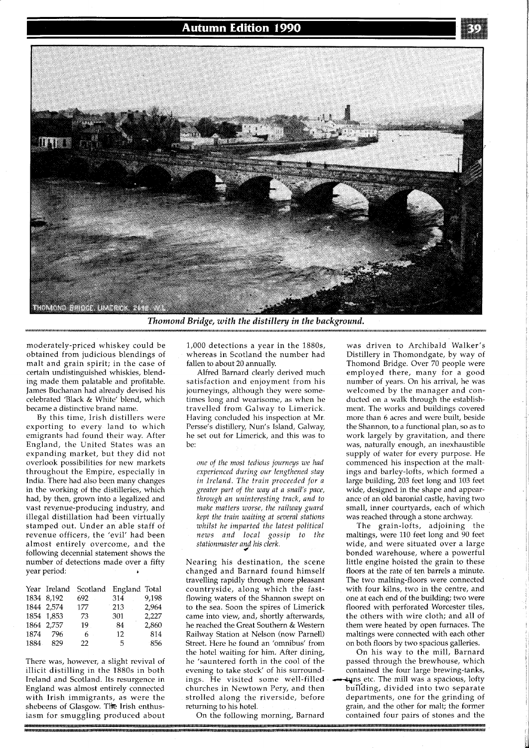*Thomond Bridge, with the distillery in the background.*

moderately-priced whiskey could be obtained from judicious blendings of malt and grain spirit; in the case of certain undistinguished whiskies, blending made them palatable and profitable. James Buchanan had already devised his celebrated 'Black & White' blend, which became a distinctive brand name.

By this time, Irish distillers were exporting to every land to which emigrants had found their way. After England, the United States was an expanding market, but they did not overlook possibilities for new markets throughout the Empire, especially in India. There had also been many changes in the working of the distilleries, which had, by then, grown into a legalized and vast revenue-producing industry, and illegal distillation had been virtually stamped out. Under an able staff of revenue officers, the 'evil' had been almost entirely overcome, and the following decennial statement shows the number of detections made over a fifty year period:

| Year | Ireland | Scotland | England | Total |
|---|---|---|---|---|
| 1834 | 8,192 | 692 | 314 | 9,198 |
| 1844 | 2,574 | 177 | 213 | 2,964 |
| 1854 | 1,853 | 73 | 301 | 2,227 |
| 1864 | 2,757 | 19 | 84 | 2,860 |
| 1874 | 796 | 6 | 12 | 814 |
| 1884 | 829 | 22 | 5 | 856 |

There was, however, a slight revival of illicit distilling in the 1880s in both Ireland and Scotland. Its resurgence in England was almost entirely connected with Irish immigrants, as were the shebeens of Glasgow. The Irish enthusiasm for smuggling produced about 1,000 detections a year in the 1880s, whereas in Scotland the number had fallen to about 20 annually.

Alfred Barnard clearly derived much satisfaction and enjoyment from his journeyings, although they were sometimes long and wearisome, as when he travelled from Galway to Limerick. Having concluded his inspection at Mr. Persse's distillery, Nun's Island, Galway, he set out for Limerick, and this was to be:

*one of the most tedious journeys we had experienced during our lengthened stay in Ireland. The train proceeded for a greater part of the way at a snail's pace, through an uninteresting track, and to make matters worse, the railway guard kept the train waiting at several stations whilst he imparted the latest political news and local gossip to the stationmaster and his clerk.*

Nearing his destination, the scene changed and Barnard found himself travelling rapidly through more pleasant countryside, along which the fast-flowing waters of the Shannon swept on to the sea. Soon the spires of Limerick came into view, and, shortly afterwards, he reached the Great Southern & Western Railway Station at Nelson (now Parnell) Street. Here he found an 'omnibus' from the hotel waiting for him. After dining, he 'sauntered forth in the cool of the evening to take stock' of his surroundings. He visited some well-filled churches in Newtown Pery, and then strolled along the riverside, before returning to his hotel.

On the following morning, Barnard was driven to Archibald Walker's Distillery in Thomondgate, by way of Thomond Bridge. Over 70 people were employed there, many for a good number of years. On his arrival, he was welcomed by the manager and conducted on a walk through the establishment. The works and buildings covered more than 6 acres and were built, beside the Shannon, to a functional plan, so as to work largely by gravitation, and there was, naturally enough, an inexhaustible supply of water for every purpose. He commenced his inspection at the maltings and barley-lofts, which formed a large building, 203 feet long and 103 feet wide, designed in the shape and appearance of an old baronial castle, having two small, inner courtyards, each of which was reached through a stone archway.

The grain-lofts, adjoining the maltings, were 110 feet long and 90 feet wide, and were situated over a large bonded warehouse, where a powerful little engine hoisted the grain to these floors at the rate of ten barrels a minute. The two malting-floors were connected with four kilns, two in the centre, and one at each end of the building; two were floored with perforated Worcester tiles, the others with wire cloth; and all of them were heated by open furnaces. The maltings were connected with each other on both floors by two spacious galleries.

On his way to the mill, Barnard passed through the brewhouse, which contained the four large brewing-tanks, tuns etc. The mill was a spacious, lofty building, divided into two separate departments, one for the grinding of grain, and the other for malt; the former contained four pairs of stones and the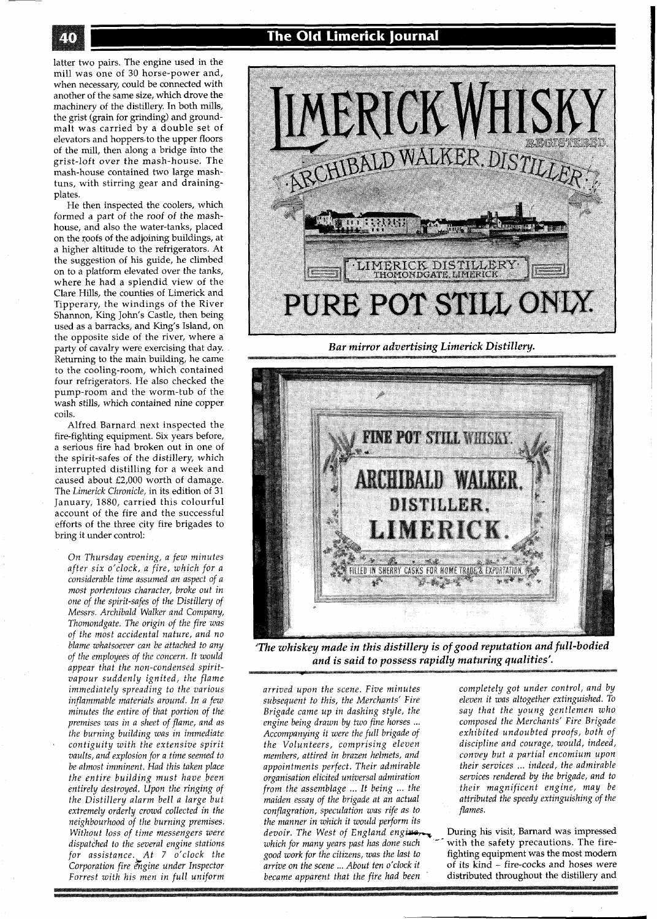latter two pairs. The engine used in the mill was one of 30 horse-power and, when necessary, could be connected with another of the same size, which drove the machinery of the distillery. In both mills, the grist (grain for grinding) and ground-malt was carried by a double set of elevators and hoppers to the upper floors of the mill, then along a bridge into the grist-loft over the mash-house. The mash-house contained two large mash-tuns, with stirring gear and draining-plates.

He then inspected the coolers, which formed a part of the roof of the mash-house, and also the water-tanks, placed on the roofs of the adjoining buildings, at a higher altitude to the refrigerators. At the suggestion of his guide, he climbed on to a platform elevated over the tanks, where he had a splendid view of the Clare Hills, the counties of Limerick and Tipperary, the windings of the River Shannon, King John's Castle, then being used as a barracks, and King's Island, on the opposite side of the river, where a party of cavalry were exercising that day. Returning to the main building, he came to the cooling-room, which contained four refrigerators. He also checked the pump-room and the worm-tub of the wash stills, which contained nine copper coils.

Alfred Barnard next inspected the fire-fighting equipment. Six years before, a serious fire had broken out in one of the spirit-safes of the distillery, which interrupted distilling for a week and caused about £2,000 worth of damage. The *Limerick Chronicle*, in its edition of 31 January, 1880, carried this colourful account of the fire and the successful efforts of the three city fire brigades to bring it under control:

*On Thursday evening, a few minutes after six o'clock, a fire, which for a considerable time assumed an aspect of a most portentous character, broke out in one of the spirit-safes of the Distillery of Messrs. Archibald Walker and Company, Thomondgate. The origin of the fire was of the most accidental nature, and no blame whatsoever can be attached to any of the employees of the concern. It would appear that the non-condensed spirit-vapour suddenly ignited, the flame immediately spreading to the various inflammable materials around. In a few minutes the entire of that portion of the premises was in a sheet of flame, and as the burning building was in immediate contiguity with the extensive spirit vaults, and explosion for a time seemed to be almost imminent. Had this taken place the entire building must have been entirely destroyed. Upon the ringing of the Distillery alarm bell a large but extremely orderly crowd collected in the neighbourhood of the burning premises. Without loss of time messengers were dispatched to the several engine stations for assistance. At 7 o'clock the Corporation fire engine under Inspector Forrest with his men in full uniform arrived upon the scene. Five minutes subsequent to this, the Merchants' Fire Brigade came up in dashing style, the engine being drawn by two fine horses ... Accompanying it were the full brigade of the Volunteers, comprising eleven members, attired in brazen helmets, and appointments perfect. Their admirable organisation elicited universal admiration from the assemblage ... It being ... the maiden essay of the brigade at an actual conflagration, speculation was rife as to the manner in which it would perform its devoir. The West of England engine, which for many years past has done such good work for the citizens, was the last to arrive on the scene ... About ten o'clock it became apparent that the fire had been completely got under control, and by eleven it was altogether extinguished. To say that the young gentlemen who composed the Merchants' Fire Brigade exhibited undoubted proofs, both of discipline and courage, would, indeed, convey but a partial encomium upon their services ... indeed, the admirable services rendered by the brigade, and to their magnificent engine, may be attributed the speedy extinguishing of the flames.*

During his visit, Barnard was impressed with the safety precautions. The fire-fighting equipment was the most modern of its kind – fire-cocks and hoses were distributed throughout the distillery and

***Bar mirror advertising Limerick Distillery.***

***'The whiskey made in this distillery is of good reputation and full-bodied and is said to possess rapidly maturing qualities'.***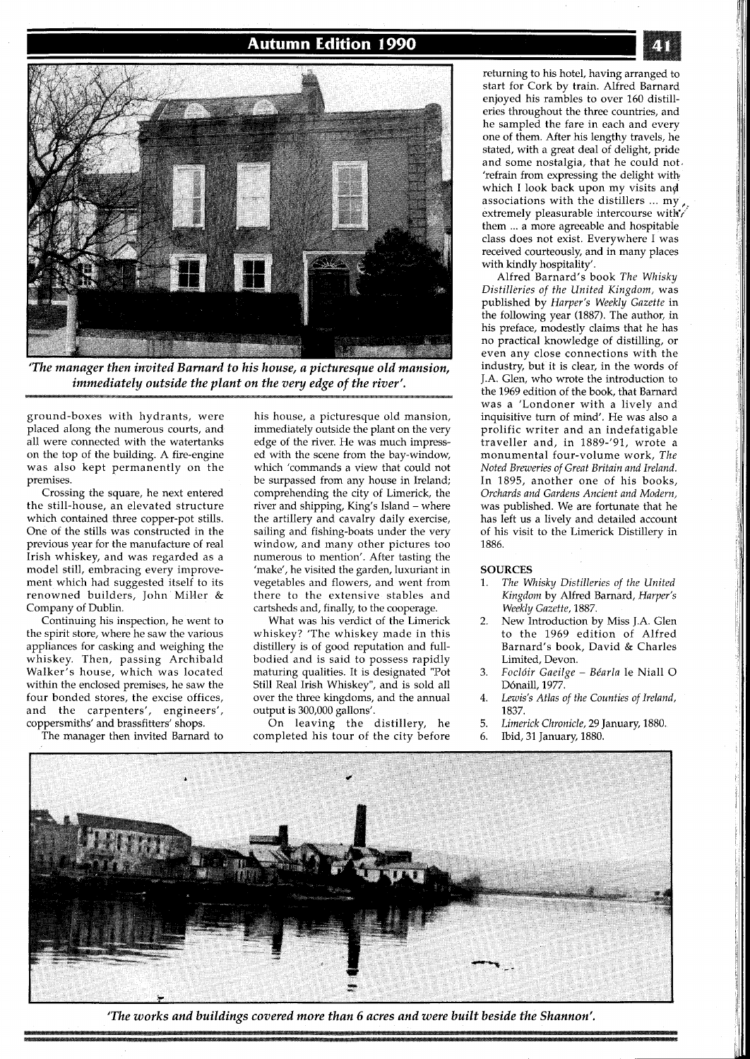*'The manager then invited Barnard to his house, a picturesque old mansion, immediately outside the plant on the very edge of the river'.*

ground-boxes with hydrants, were placed along the numerous courts, and all were connected with the watertanks on the top of the building. A fire-engine was also kept permanently on the premises.

Crossing the square, he next entered the still-house, an elevated structure which contained three copper-pot stills. One of the stills was constructed in the previous year for the manufacture of real Irish whiskey, and was regarded as a model still, embracing every improvement which had suggested itself to its renowned builders, John Miller & Company of Dublin.

Continuing his inspection, he went to the spirit store, where he saw the various appliances for casking and weighing the whiskey. Then, passing Archibald Walker's house, which was located within the enclosed premises, he saw the four bonded stores, the excise offices, and the carpenters', engineers', coppersmiths' and brassfitters' shops.

The manager then invited Barnard to his house, a picturesque old mansion, immediately outside the plant on the very edge of the river. He was much impressed with the scene from the bay-window, which 'commands a view that could not be surpassed from any house in Ireland; comprehending the city of Limerick, the river and shipping, King's Island – where the artillery and cavalry daily exercise, sailing and fishing-boats under the very window, and many other pictures too numerous to mention'. After tasting the 'make', he visited the garden, luxuriant in vegetables and flowers, and went from there to the extensive stables and cartsheds and, finally, to the cooperage.

What was his verdict of the Limerick whiskey? 'The whiskey made in this distillery is of good reputation and full-bodied and is said to possess rapidly maturing qualities. It is designated "Pot Still Real Irish Whiskey", and is sold all over the three kingdoms, and the annual output is 300,000 gallons'.

On leaving the distillery, he completed his tour of the city before returning to his hotel, having arranged to start for Cork by train. Alfred Barnard enjoyed his rambles to over 160 distilleries throughout the three countries, and he sampled the fare in each and every one of them. After his lengthy travels, he stated, with a great deal of delight, pride and some nostalgia, that he could not 'refrain from expressing the delight with which I look back upon my visits and associations with the distillers ... my extremely pleasurable intercourse with them ... a more agreeable and hospitable class does not exist. Everywhere I was received courteously, and in many places with kindly hospitality'.

Alfred Barnard's book *The Whisky Distilleries of the United Kingdom*, was published by *Harper's Weekly Gazette* in the following year (1887). The author, in his preface, modestly claims that he has no practical knowledge of distilling, or even any close connections with the industry, but it is clear, in the words of J.A. Glen, who wrote the introduction to the 1969 edition of the book, that Barnard was a 'Londoner with a lively and inquisitive turn of mind'. He was also a prolific writer and an indefatigable traveller and, in 1889-'91, wrote a monumental four-volume work, *The Noted Breweries of Great Britain and Ireland*. In 1895, another one of his books, *Orchards and Gardens Ancient and Modern*, was published. We are fortunate that he has left us a lively and detailed account of his visit to the Limerick Distillery in 1886.

**SOURCES**

1. *The Whisky Distilleries of the United Kingdom* by Alfred Barnard, *Harper's Weekly Gazette*, 1887.
2. New Introduction by Miss J.A. Glen to the 1969 edition of Alfred Barnard's book, David & Charles Limited, Devon.
3. *Foclóir Gaeilge – Béarla* le Niall O Dónaill, 1977.
4. *Lewis's Atlas of the Counties of Ireland*, 1837.
5. *Limerick Chronicle*, 29 January, 1880.
6. Ibid, 31 January, 1880.

*'The works and buildings covered more than 6 acres and were built beside the Shannon'.*